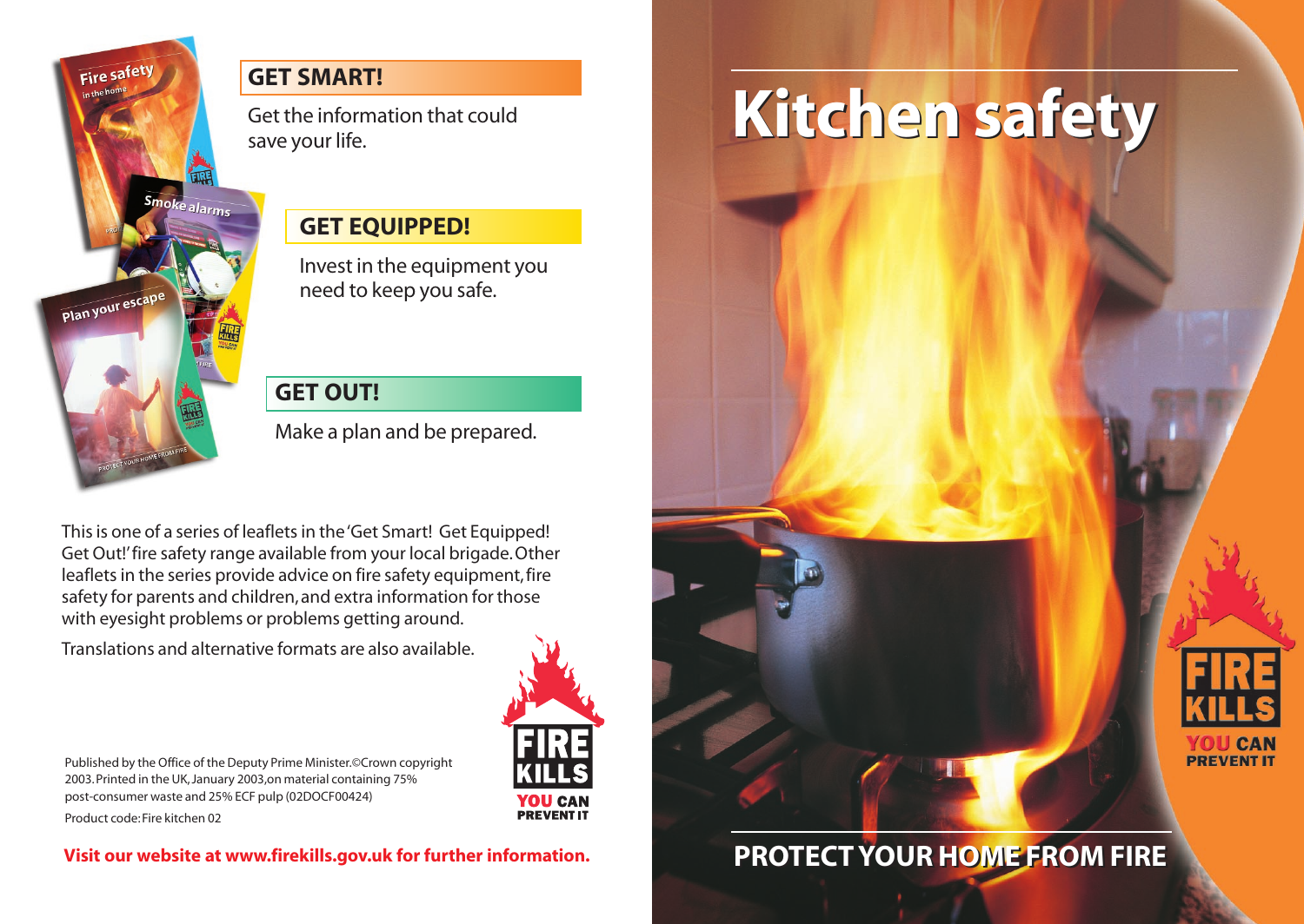# Kitchen safety

## PROTECT YOUR HOME FROM FIRE

FIRE KILLS YOU CAN PREVENT IT

## GET SMART!

Get the information that could save your life.

## GET EQUIPPED!

Invest in the equipment you need to keep you safe.

## GET OUT!

Make a plan and be prepared.

This is one of a series of leaflets in the 'Get Smart! Get Equipped! Get Out!' fire safety range available from your local brigade. Other leaflets in the series provide advice on fire safety equipment, fire safety for parents and children, and extra information for those with eyesight problems or problems getting around.

Translations and alternative formats are also available.

Published by the Office of the Deputy Prime Minister. ©Crown copyright 2003. Printed in the UK, January 2003, on material containing 75% post-consumer waste and 25% ECF pulp (02DOCF00424)

Product code: Fire kitchen 02

FIRE KILLS YOU CAN PREVENT IT

**Visit our website at www.firekills.gov.uk for further information.**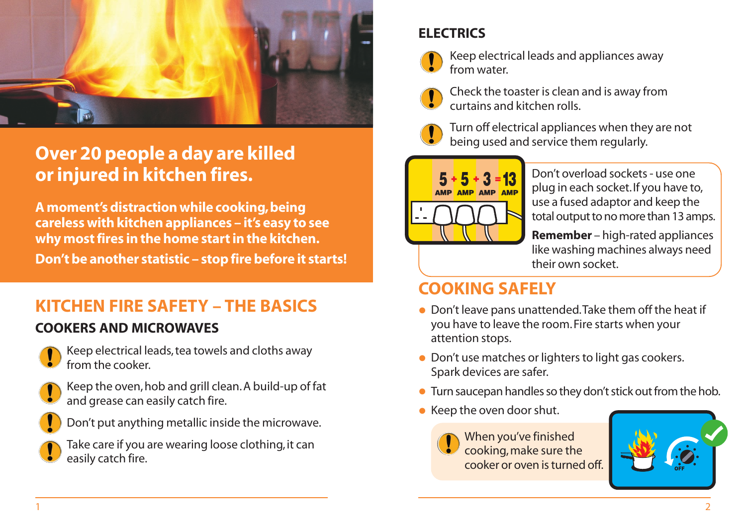**Over 20 people a day are killed or injured in kitchen fires.**

**A moment's distraction while cooking, being careless with kitchen appliances – it's easy to see why most fires in the home start in the kitchen.**

**Don't be another statistic – stop fire before it starts!**

## KITCHEN FIRE SAFETY – THE BASICS

### COOKERS AND MICROWAVES

- Keep electrical leads, tea towels and cloths away from the cooker.
- Keep the oven, hob and grill clean. A build-up of fat and grease can easily catch fire.
- Don't put anything metallic inside the microwave.
- Take care if you are wearing loose clothing, it can easily catch fire.

### ELECTRICS

- Keep electrical leads and appliances away from water.
- Check the toaster is clean and is away from curtains and kitchen rolls.
- Turn off electrical appliances when they are not being used and service them regularly.

5 AMP + 5 AMP + 3 AMP = 13 AMP

Don't overload sockets - use one plug in each socket. If you have to, use a fused adaptor and keep the total output to no more than 13 amps.

**Remember** – high-rated appliances like washing machines always need their own socket.

## COOKING SAFELY

- Don't leave pans unattended. Take them off the heat if you have to leave the room. Fire starts when your attention stops.
- Don't use matches or lighters to light gas cookers. Spark devices are safer.
- Turn saucepan handles so they don't stick out from the hob.
- Keep the oven door shut.

When you've finished cooking, make sure the cooker or oven is turned off.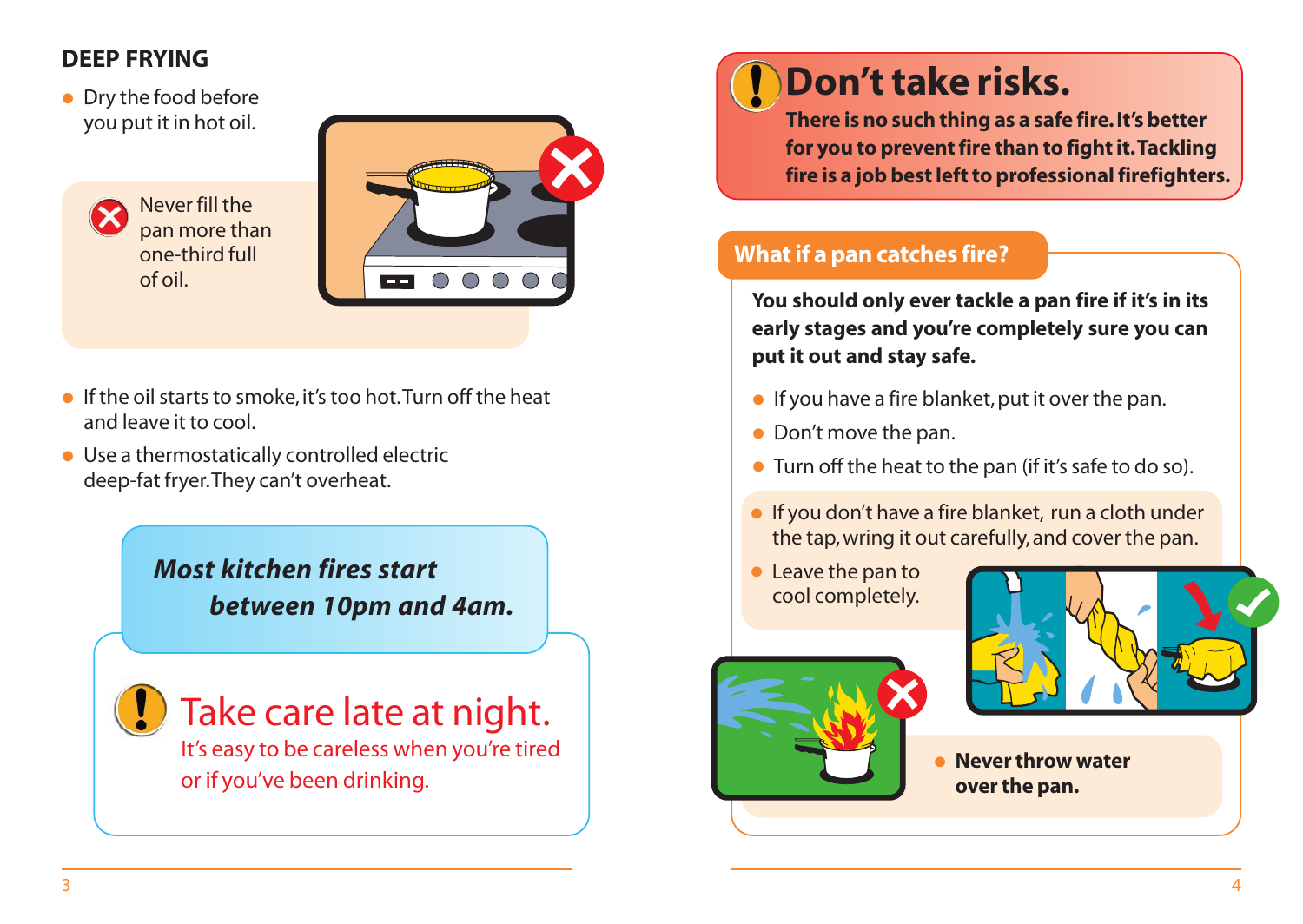## DEEP FRYING

- Dry the food before you put it in hot oil.

Never fill the pan more than one-third full of oil.

- If the oil starts to smoke, it's too hot. Turn off the heat and leave it to cool.
- Use a thermostatically controlled electric deep-fat fryer. They can't overheat.

***Most kitchen fires start between 10pm and 4am.***

## Take care late at night.

It's easy to be careless when you're tired or if you've been drinking.

## Don't take risks.

**There is no such thing as a safe fire. It's better for you to prevent fire than to fight it. Tackling fire is a job best left to professional firefighters.**

### What if a pan catches fire?

**You should only ever tackle a pan fire if it's in its early stages and you're completely sure you can put it out and stay safe.**

- If you have a fire blanket, put it over the pan.
- Don't move the pan.
- Turn off the heat to the pan (if it's safe to do so).
- If you don't have a fire blanket, run a cloth under the tap, wring it out carefully, and cover the pan.
- Leave the pan to cool completely.
- **Never throw water over the pan.**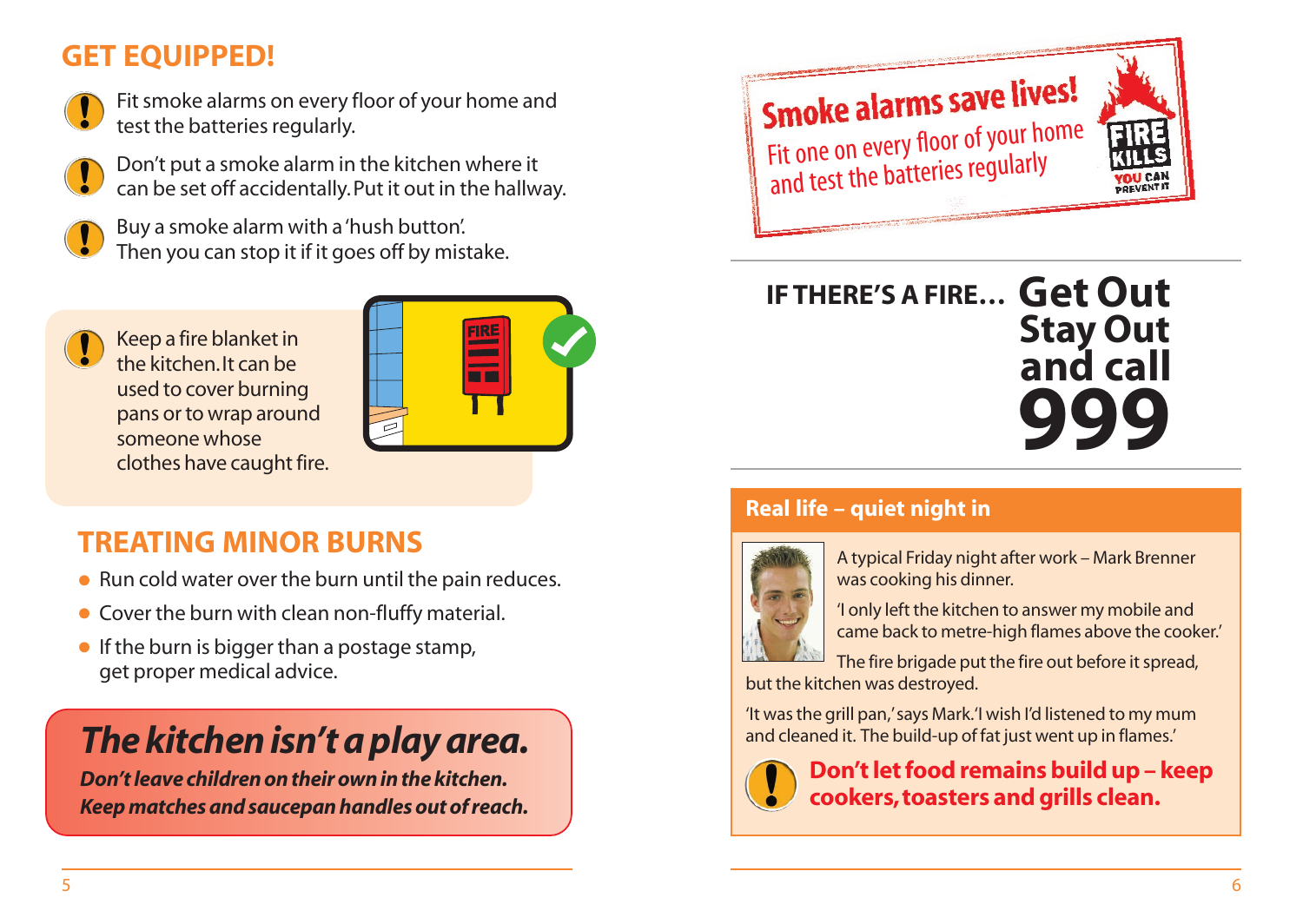## GET EQUIPPED!

- Fit smoke alarms on every floor of your home and test the batteries regularly.
- Don't put a smoke alarm in the kitchen where it can be set off accidentally. Put it out in the hallway.
- Buy a smoke alarm with a 'hush button'. Then you can stop it if it goes off by mistake.
- Keep a fire blanket in the kitchen. It can be used to cover burning pans or to wrap around someone whose clothes have caught fire.

## TREATING MINOR BURNS

- Run cold water over the burn until the pain reduces.
- Cover the burn with clean non-fluffy material.
- If the burn is bigger than a postage stamp, get proper medical advice.

***The kitchen isn't a play area.***

***Don't leave children on their own in the kitchen. Keep matches and saucepan handles out of reach.***

**Smoke alarms save lives!**
Fit one on every floor of your home and test the batteries regularly

FIRE KILLS
YOU CAN PREVENT IT

**IF THERE'S A FIRE... Get Out Stay Out and call 999**

### Real life – quiet night in

A typical Friday night after work – Mark Brenner was cooking his dinner.

'I only left the kitchen to answer my mobile and came back to metre-high flames above the cooker.'

The fire brigade put the fire out before it spread, but the kitchen was destroyed.

'It was the grill pan,' says Mark. 'I wish I'd listened to my mum and cleaned it. The build-up of fat just went up in flames.'

**Don't let food remains build up – keep cookers, toasters and grills clean.**